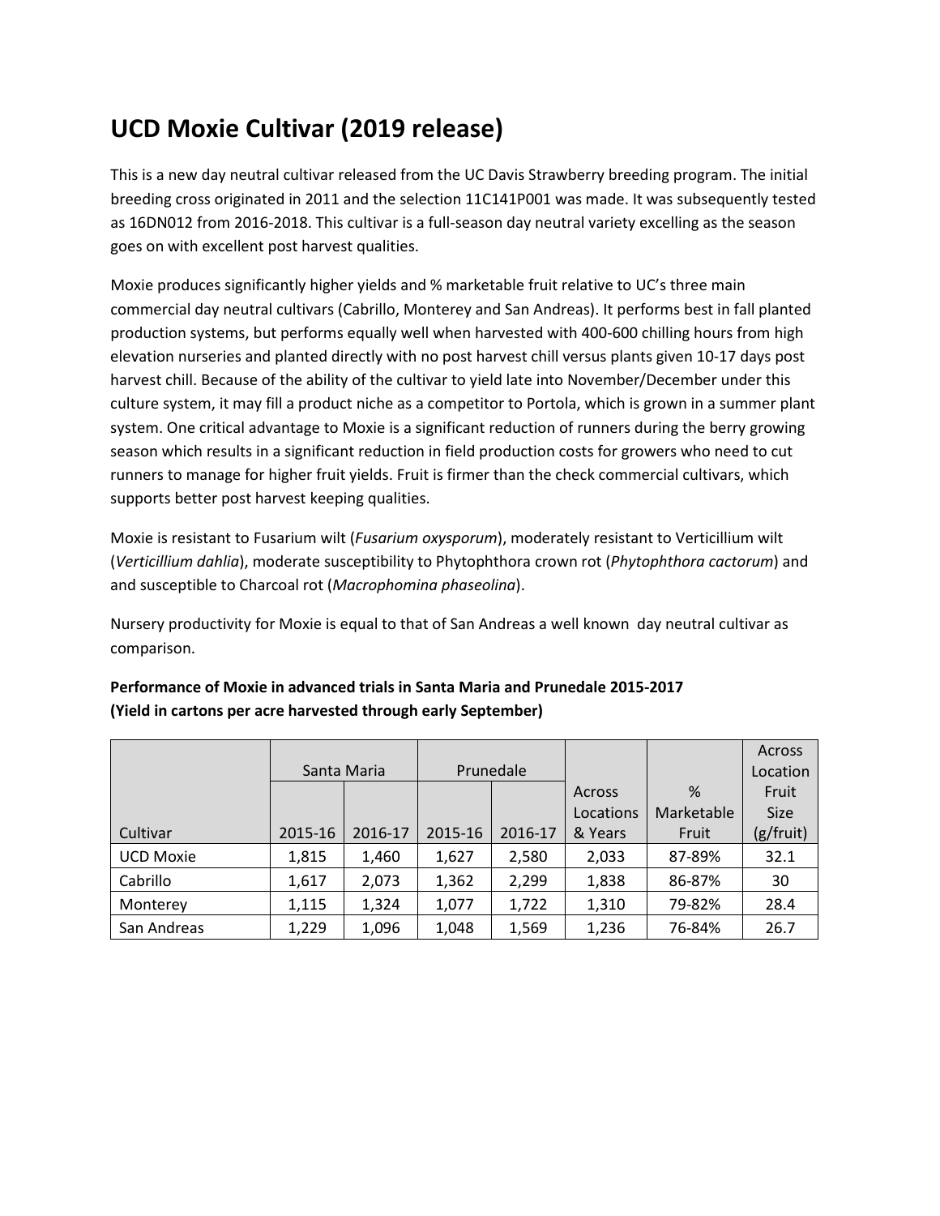# UCD Moxie Cultivar (2019 release)

This is a new day neutral cultivar released from the UC Davis Strawberry breeding program. The initial breeding cross originated in 2011 and the selection 11C141P001 was made. It was subsequently tested as 16DN012 from 2016-2018. This cultivar is a full-season day neutral variety excelling as the season goes on with excellent post harvest qualities.

Moxie produces significantly higher yields and % marketable fruit relative to UC's three main commercial day neutral cultivars (Cabrillo, Monterey and San Andreas). It performs best in fall planted production systems, but performs equally well when harvested with 400-600 chilling hours from high elevation nurseries and planted directly with no post harvest chill versus plants given 10-17 days post harvest chill. Because of the ability of the cultivar to yield late into November/December under this culture system, it may fill a product niche as a competitor to Portola, which is grown in a summer plant system. One critical advantage to Moxie is a significant reduction of runners during the berry growing season which results in a significant reduction in field production costs for growers who need to cut runners to manage for higher fruit yields. Fruit is firmer than the check commercial cultivars, which supports better post harvest keeping qualities.

Moxie is resistant to Fusarium wilt (*Fusarium oxysporum*), moderately resistant to Verticillium wilt (*Verticillium dahlia*), moderate susceptibility to Phytophthora crown rot (*Phytophthora cactorum*) and and susceptible to Charcoal rot (*Macrophomina phaseolina*).

Nursery productivity for Moxie is equal to that of San Andreas a well known day neutral cultivar as comparison.

**Performance of Moxie in advanced trials in Santa Maria and Prunedale 2015-2017**
**(Yield in cartons per acre harvested through early September)**

| | Santa Maria | | Prunedale | | | | |
|---|---|---|---|---|---|---|---|
| Cultivar | 2015-16 | 2016-17 | 2015-16 | 2016-17 | Across Locations & Years | % Marketable Fruit | Across Location Fruit Size (g/fruit) |
| UCD Moxie | 1,815 | 1,460 | 1,627 | 2,580 | 2,033 | 87-89% | 32.1 |
| Cabrillo | 1,617 | 2,073 | 1,362 | 2,299 | 1,838 | 86-87% | 30 |
| Monterey | 1,115 | 1,324 | 1,077 | 1,722 | 1,310 | 79-82% | 28.4 |
| San Andreas | 1,229 | 1,096 | 1,048 | 1,569 | 1,236 | 76-84% | 26.7 |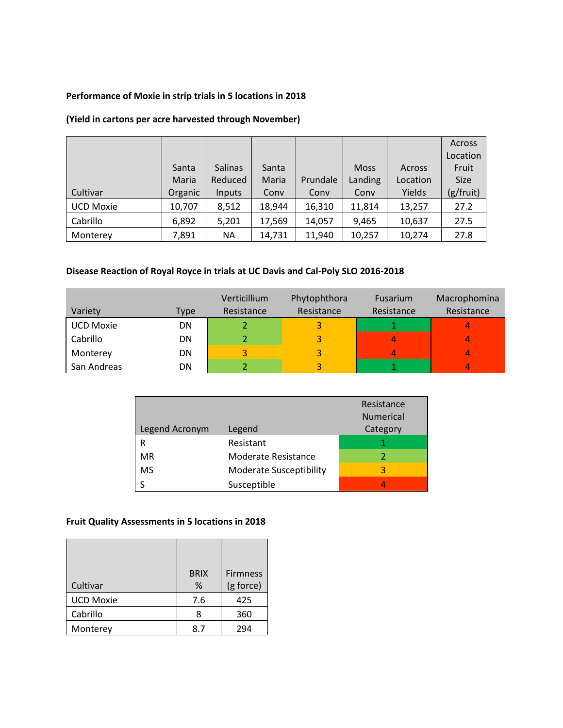**Performance of Moxie in strip trials in 5 locations in 2018**

**(Yield in cartons per acre harvested through November)**

| Cultivar | Santa Maria Organic | Salinas Reduced Inputs | Santa Maria Conv | Prundale Conv | Moss Landing Conv | Across Location Yields | Across Location Fruit Size (g/fruit) |
|---|---|---|---|---|---|---|---|
| UCD Moxie | 10,707 | 8,512 | 18,944 | 16,310 | 11,814 | 13,257 | 27.2 |
| Cabrillo | 6,892 | 5,201 | 17,569 | 14,057 | 9,465 | 10,637 | 27.5 |
| Monterey | 7,891 | NA | 14,731 | 11,940 | 10,257 | 10,274 | 27.8 |

**Disease Reaction of Royal Royce in trials at UC Davis and Cal-Poly SLO 2016-2018**

| Variety | Type | Verticillium Resistance | Phytophthora Resistance | Fusarium Resistance | Macrophomina Resistance |
|---|---|---|---|---|---|
| UCD Moxie | DN | 2 | 3 | 1 | 4 |
| Cabrillo | DN | 2 | 3 | 4 | 4 |
| Monterey | DN | 3 | 3 | 4 | 4 |
| San Andreas | DN | 2 | 3 | 1 | 4 |

| Legend Acronym | Legend | Resistance Numerical Category |
|---|---|---|
| R | Resistant | 1 |
| MR | Moderate Resistance | 2 |
| MS | Moderate Susceptibility | 3 |
| S | Susceptible | 4 |

**Fruit Quality Assessments in 5 locations in 2018**

| Cultivar | BRIX % | Firmness (g force) |
|---|---|---|
| UCD Moxie | 7.6 | 425 |
| Cabrillo | 8 | 360 |
| Monterey | 8.7 | 294 |